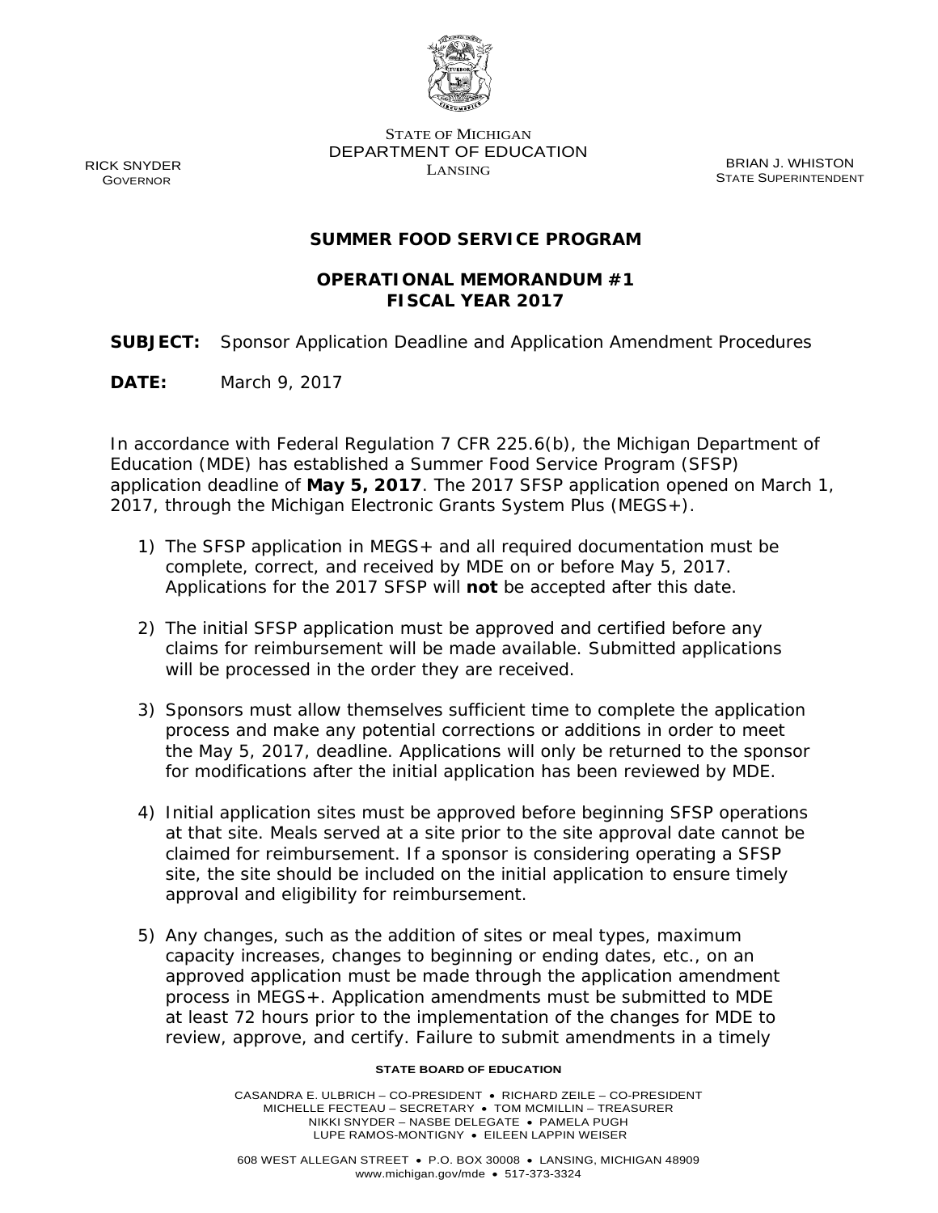STATE OF MICHIGAN
DEPARTMENT OF EDUCATION
LANSING

RICK SNYDER
GOVERNOR

BRIAN J. WHISTON
STATE SUPERINTENDENT

## SUMMER FOOD SERVICE PROGRAM

### OPERATIONAL MEMORANDUM #1
### FISCAL YEAR 2017

**SUBJECT:** Sponsor Application Deadline and Application Amendment Procedures

**DATE:** March 9, 2017

In accordance with Federal Regulation 7 CFR 225.6(b), the Michigan Department of Education (MDE) has established a Summer Food Service Program (SFSP) application deadline of **May 5, 2017**. The 2017 SFSP application opened on March 1, 2017, through the Michigan Electronic Grants System Plus (MEGS+).

1) The SFSP application in MEGS+ and all required documentation must be complete, correct, and received by MDE on or before May 5, 2017. Applications for the 2017 SFSP will **not** be accepted after this date.

2) The initial SFSP application must be approved and certified before any claims for reimbursement will be made available. Submitted applications will be processed in the order they are received.

3) Sponsors must allow themselves sufficient time to complete the application process and make any potential corrections or additions in order to meet the May 5, 2017, deadline. Applications will only be returned to the sponsor for modifications after the initial application has been reviewed by MDE.

4) Initial application sites must be approved before beginning SFSP operations at that site. Meals served at a site prior to the site approval date cannot be claimed for reimbursement. If a sponsor is considering operating a SFSP site, the site should be included on the initial application to ensure timely approval and eligibility for reimbursement.

5) Any changes, such as the addition of sites or meal types, maximum capacity increases, changes to beginning or ending dates, etc., on an approved application must be made through the application amendment process in MEGS+. Application amendments must be submitted to MDE at least 72 hours prior to the implementation of the changes for MDE to review, approve, and certify. Failure to submit amendments in a timely

STATE BOARD OF EDUCATION

CASANDRA E. ULBRICH – CO-PRESIDENT • RICHARD ZEILE – CO-PRESIDENT
MICHELLE FECTEAU – SECRETARY • TOM MCMILLIN – TREASURER
NIKKI SNYDER – NASBE DELEGATE • PAMELA PUGH
LUPE RAMOS-MONTIGNY • EILEEN LAPPIN WEISER

608 WEST ALLEGAN STREET • P.O. BOX 30008 • LANSING, MICHIGAN 48909
www.michigan.gov/mde • 517-373-3324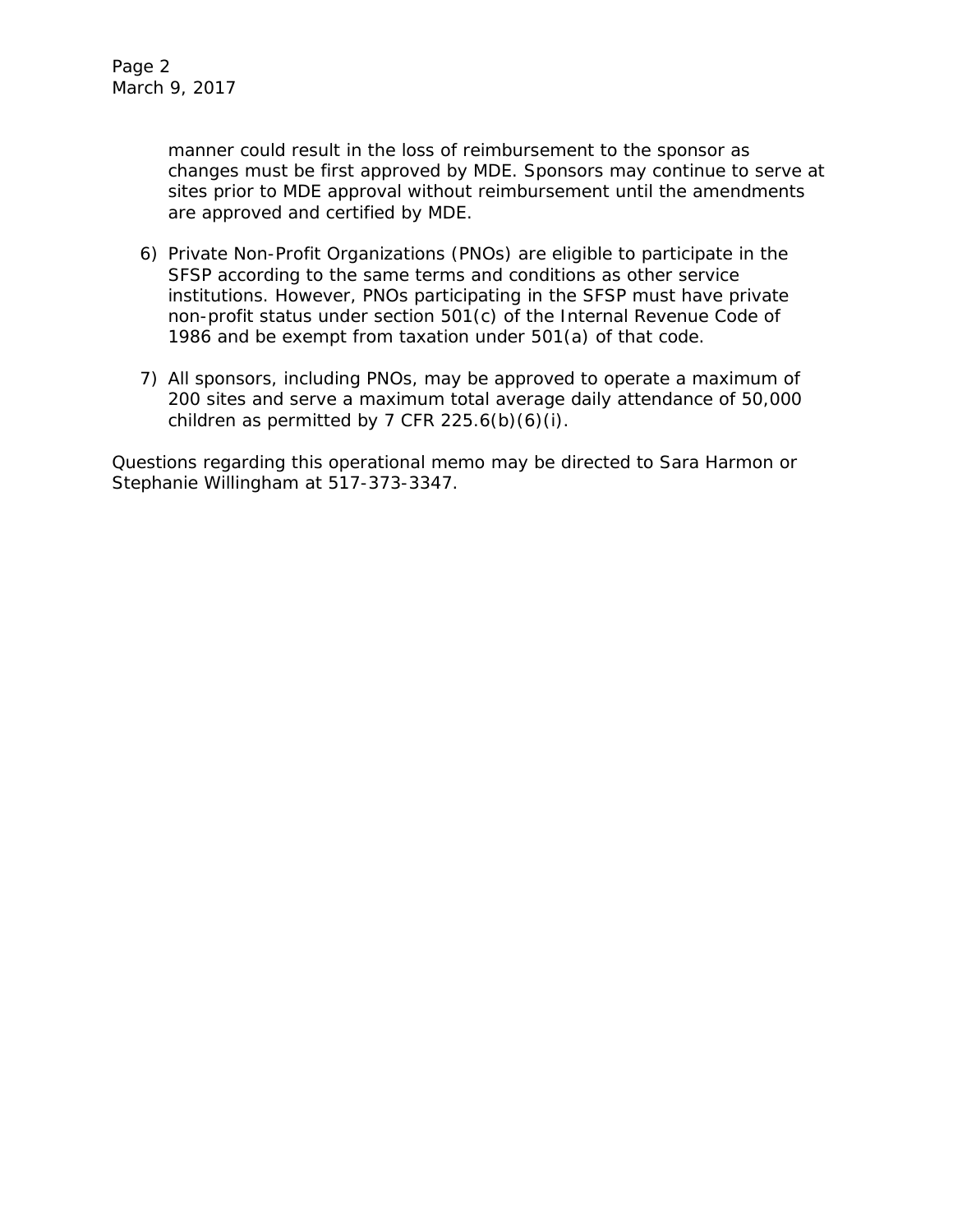manner could result in the loss of reimbursement to the sponsor as changes must be first approved by MDE. Sponsors may continue to serve at sites prior to MDE approval without reimbursement until the amendments are approved and certified by MDE.

6) Private Non-Profit Organizations (PNOs) are eligible to participate in the SFSP according to the same terms and conditions as other service institutions. However, PNOs participating in the SFSP must have private non-profit status under section 501(c) of the Internal Revenue Code of 1986 and be exempt from taxation under 501(a) of that code.

7) All sponsors, including PNOs, may be approved to operate a maximum of 200 sites and serve a maximum total average daily attendance of 50,000 children as permitted by 7 CFR 225.6(b)(6)(i).

Questions regarding this operational memo may be directed to Sara Harmon or Stephanie Willingham at 517-373-3347.